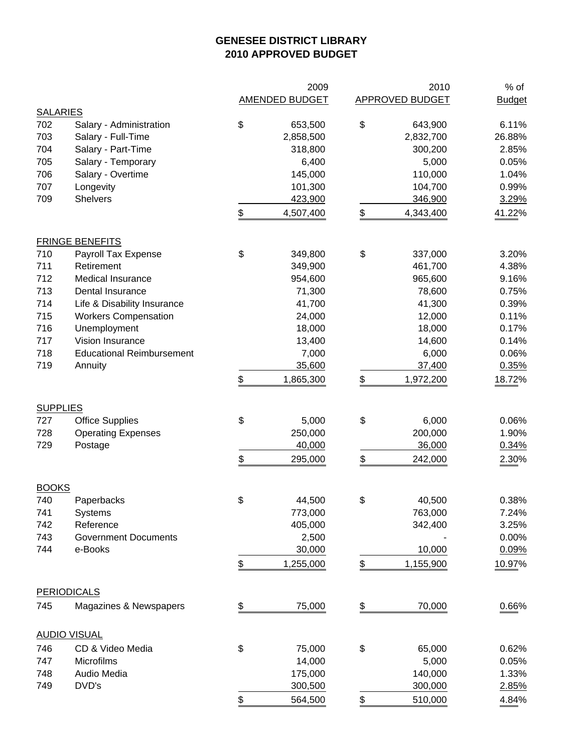# GENESEE DISTRICT LIBRARY
## 2010 APPROVED BUDGET

| | | 2009 AMENDED BUDGET | 2010 APPROVED BUDGET | % of Budget |
|---|---|---|---|---|
| **SALARIES** | | | | |
| 702 | Salary - Administration | $ 653,500 | $ 643,900 | 6.11% |
| 703 | Salary - Full-Time | 2,858,500 | 2,832,700 | 26.88% |
| 704 | Salary - Part-Time | 318,800 | 300,200 | 2.85% |
| 705 | Salary - Temporary | 6,400 | 5,000 | 0.05% |
| 706 | Salary - Overtime | 145,000 | 110,000 | 1.04% |
| 707 | Longevity | 101,300 | 104,700 | 0.99% |
| 709 | Shelvers | 423,900 | 346,900 | 3.29% |
| | | $ 4,507,400 | $ 4,343,400 | 41.22% |
| **FRINGE BENEFITS** | | | | |
| 710 | Payroll Tax Expense | $ 349,800 | $ 337,000 | 3.20% |
| 711 | Retirement | 349,900 | 461,700 | 4.38% |
| 712 | Medical Insurance | 954,600 | 965,600 | 9.16% |
| 713 | Dental Insurance | 71,300 | 78,600 | 0.75% |
| 714 | Life & Disability Insurance | 41,700 | 41,300 | 0.39% |
| 715 | Workers Compensation | 24,000 | 12,000 | 0.11% |
| 716 | Unemployment | 18,000 | 18,000 | 0.17% |
| 717 | Vision Insurance | 13,400 | 14,600 | 0.14% |
| 718 | Educational Reimbursement | 7,000 | 6,000 | 0.06% |
| 719 | Annuity | 35,600 | 37,400 | 0.35% |
| | | $ 1,865,300 | $ 1,972,200 | 18.72% |
| **SUPPLIES** | | | | |
| 727 | Office Supplies | $ 5,000 | $ 6,000 | 0.06% |
| 728 | Operating Expenses | 250,000 | 200,000 | 1.90% |
| 729 | Postage | 40,000 | 36,000 | 0.34% |
| | | $ 295,000 | $ 242,000 | 2.30% |
| **BOOKS** | | | | |
| 740 | Paperbacks | $ 44,500 | $ 40,500 | 0.38% |
| 741 | Systems | 773,000 | 763,000 | 7.24% |
| 742 | Reference | 405,000 | 342,400 | 3.25% |
| 743 | Government Documents | 2,500 | - | 0.00% |
| 744 | e-Books | 30,000 | 10,000 | 0.09% |
| | | $ 1,255,000 | $ 1,155,900 | 10.97% |
| **PERIODICALS** | | | | |
| 745 | Magazines & Newspapers | $ 75,000 | $ 70,000 | 0.66% |
| **AUDIO VISUAL** | | | | |
| 746 | CD & Video Media | $ 75,000 | $ 65,000 | 0.62% |
| 747 | Microfilms | 14,000 | 5,000 | 0.05% |
| 748 | Audio Media | 175,000 | 140,000 | 1.33% |
| 749 | DVD's | 300,500 | 300,000 | 2.85% |
| | | $ 564,500 | $ 510,000 | 4.84% |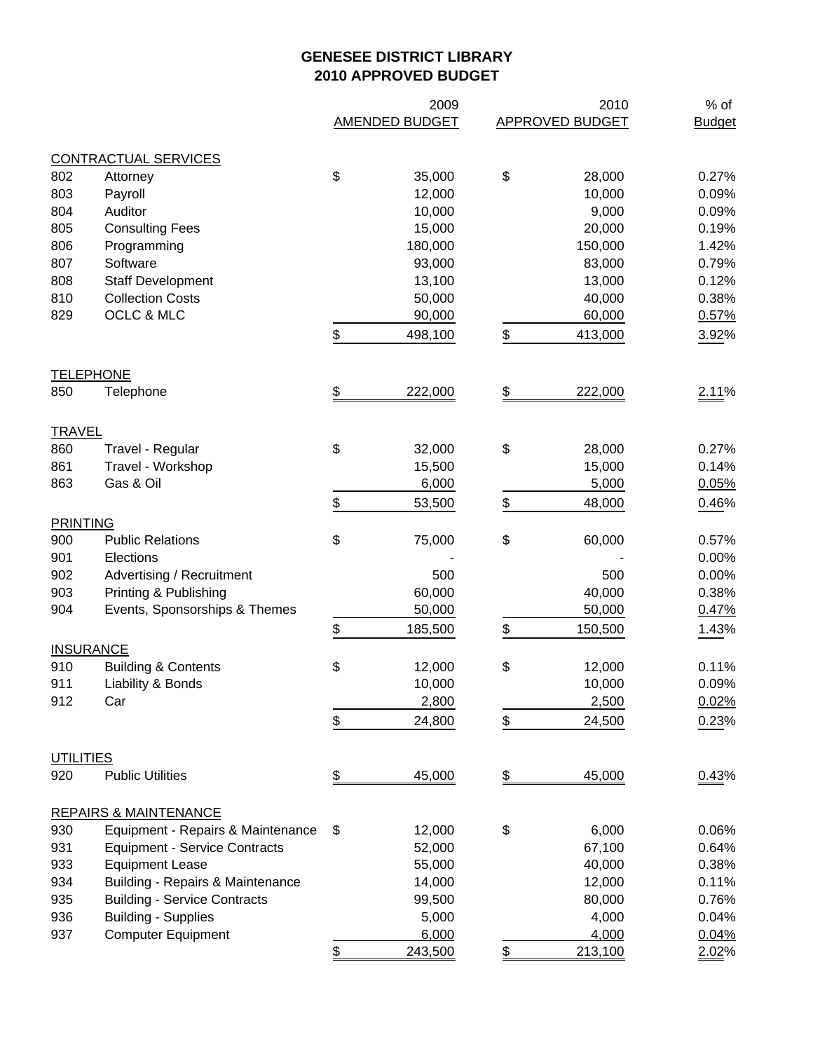# GENESEE DISTRICT LIBRARY
## 2010 APPROVED BUDGET

| | | 2009 AMENDED BUDGET | 2010 APPROVED BUDGET | % of Budget |
|---|---|---|---|---|
| **CONTRACTUAL SERVICES** | | | | |
| 802 | Attorney | $ 35,000 | $ 28,000 | 0.27% |
| 803 | Payroll | 12,000 | 10,000 | 0.09% |
| 804 | Auditor | 10,000 | 9,000 | 0.09% |
| 805 | Consulting Fees | 15,000 | 20,000 | 0.19% |
| 806 | Programming | 180,000 | 150,000 | 1.42% |
| 807 | Software | 93,000 | 83,000 | 0.79% |
| 808 | Staff Development | 13,100 | 13,000 | 0.12% |
| 810 | Collection Costs | 50,000 | 40,000 | 0.38% |
| 829 | OCLC & MLC | 90,000 | 60,000 | 0.57% |
| | | $ 498,100 | $ 413,000 | 3.92% |
| **TELEPHONE** | | | | |
| 850 | Telephone | $ 222,000 | $ 222,000 | 2.11% |
| **TRAVEL** | | | | |
| 860 | Travel - Regular | $ 32,000 | $ 28,000 | 0.27% |
| 861 | Travel - Workshop | 15,500 | 15,000 | 0.14% |
| 863 | Gas & Oil | 6,000 | 5,000 | 0.05% |
| | | $ 53,500 | $ 48,000 | 0.46% |
| **PRINTING** | | | | |
| 900 | Public Relations | $ 75,000 | $ 60,000 | 0.57% |
| 901 | Elections | - | - | 0.00% |
| 902 | Advertising / Recruitment | 500 | 500 | 0.00% |
| 903 | Printing & Publishing | 60,000 | 40,000 | 0.38% |
| 904 | Events, Sponsorships & Themes | 50,000 | 50,000 | 0.47% |
| | | $ 185,500 | $ 150,500 | 1.43% |
| **INSURANCE** | | | | |
| 910 | Building & Contents | $ 12,000 | $ 12,000 | 0.11% |
| 911 | Liability & Bonds | 10,000 | 10,000 | 0.09% |
| 912 | Car | 2,800 | 2,500 | 0.02% |
| | | $ 24,800 | $ 24,500 | 0.23% |
| **UTILITIES** | | | | |
| 920 | Public Utilities | $ 45,000 | $ 45,000 | 0.43% |
| **REPAIRS & MAINTENANCE** | | | | |
| 930 | Equipment - Repairs & Maintenance | $ 12,000 | $ 6,000 | 0.06% |
| 931 | Equipment - Service Contracts | 52,000 | 67,100 | 0.64% |
| 933 | Equipment Lease | 55,000 | 40,000 | 0.38% |
| 934 | Building - Repairs & Maintenance | 14,000 | 12,000 | 0.11% |
| 935 | Building - Service Contracts | 99,500 | 80,000 | 0.76% |
| 936 | Building - Supplies | 5,000 | 4,000 | 0.04% |
| 937 | Computer Equipment | 6,000 | 4,000 | 0.04% |
| | | $ 243,500 | $ 213,100 | 2.02% |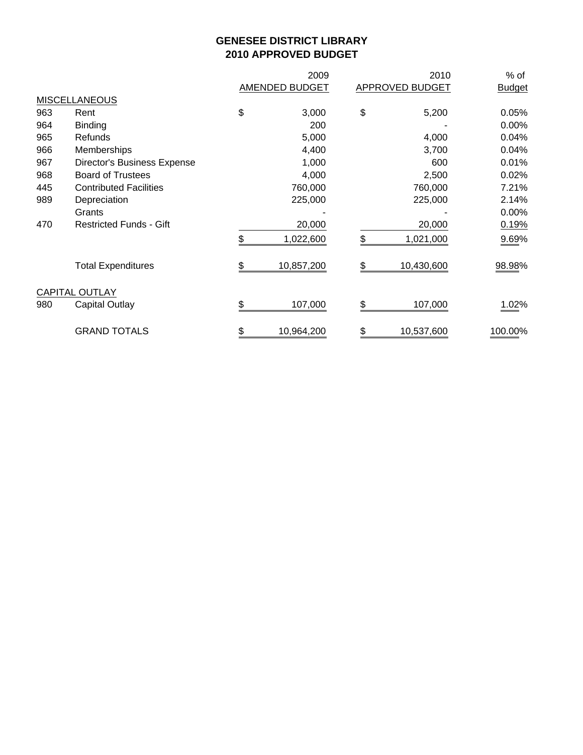# GENESEE DISTRICT LIBRARY
## 2010 APPROVED BUDGET

| | | 2009 AMENDED BUDGET | 2010 APPROVED BUDGET | % of Budget |
|---|---|---|---|---|
| **MISCELLANEOUS** | | | | |
| 963 | Rent | $ 3,000 | $ 5,200 | 0.05% |
| 964 | Binding | 200 | - | 0.00% |
| 965 | Refunds | 5,000 | 4,000 | 0.04% |
| 966 | Memberships | 4,400 | 3,700 | 0.04% |
| 967 | Director's Business Expense | 1,000 | 600 | 0.01% |
| 968 | Board of Trustees | 4,000 | 2,500 | 0.02% |
| 445 | Contributed Facilities | 760,000 | 760,000 | 7.21% |
| 989 | Depreciation | 225,000 | 225,000 | 2.14% |
| | Grants | - | - | 0.00% |
| 470 | Restricted Funds - Gift | 20,000 | 20,000 | 0.19% |
| | | $ 1,022,600 | $ 1,021,000 | 9.69% |
| | Total Expenditures | $ 10,857,200 | $ 10,430,600 | 98.98% |
| **CAPITAL OUTLAY** | | | | |
| 980 | Capital Outlay | $ 107,000 | $ 107,000 | 1.02% |
| | GRAND TOTALS | $ 10,964,200 | $ 10,537,600 | 100.00% |